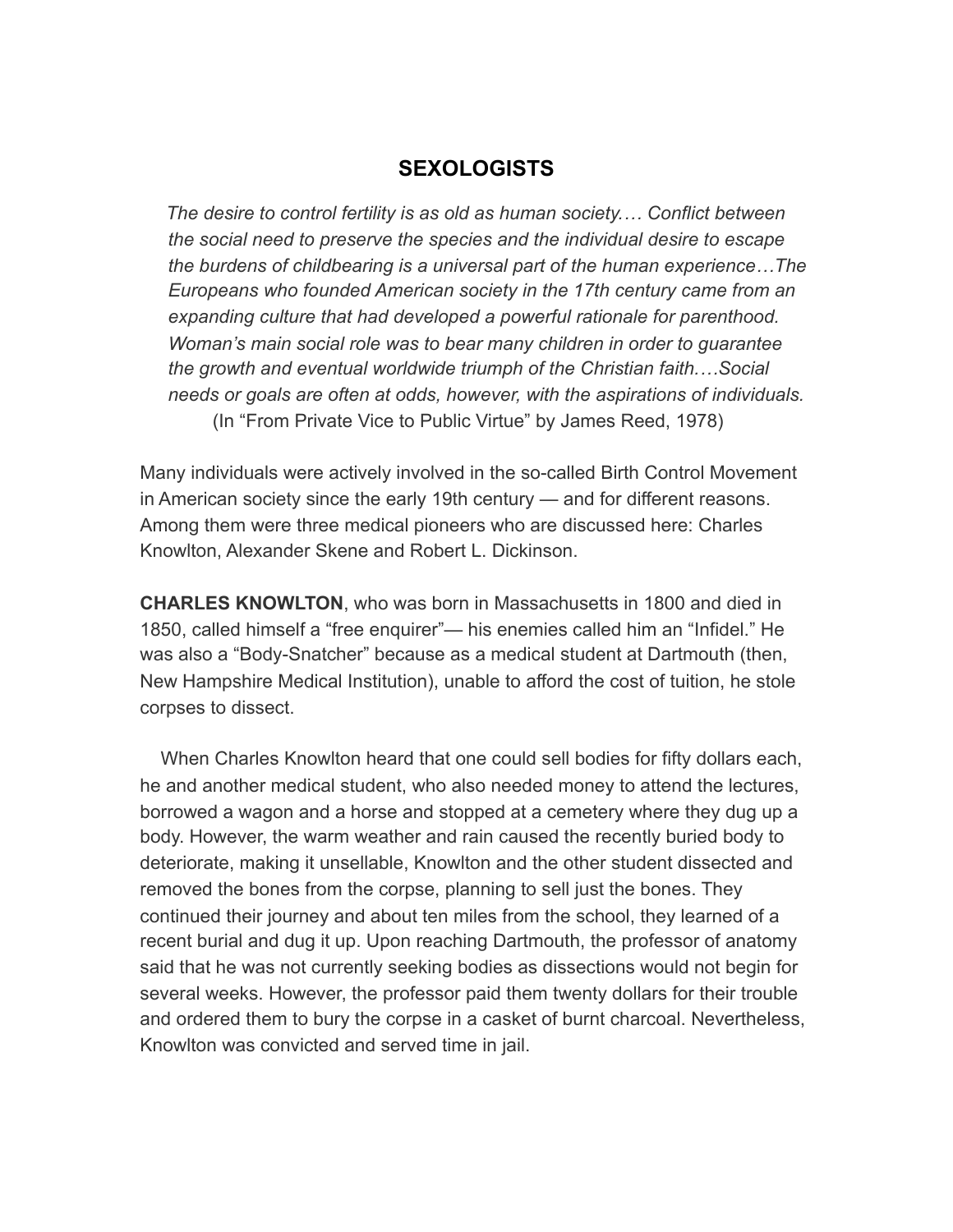# SEXOLOGISTS

*The desire to control fertility is as old as human society.… Conflict between the social need to preserve the species and the individual desire to escape the burdens of childbearing is a universal part of the human experience…The Europeans who founded American society in the 17th century came from an expanding culture that had developed a powerful rationale for parenthood. Woman's main social role was to bear many children in order to guarantee the growth and eventual worldwide triumph of the Christian faith.…Social needs or goals are often at odds, however, with the aspirations of individuals.*
(In "From Private Vice to Public Virtue" by James Reed, 1978)

Many individuals were actively involved in the so-called Birth Control Movement in American society since the early 19th century — and for different reasons. Among them were three medical pioneers who are discussed here: Charles Knowlton, Alexander Skene and Robert L. Dickinson.

**CHARLES KNOWLTON**, who was born in Massachusetts in 1800 and died in 1850, called himself a "free enquirer"— his enemies called him an "Infidel." He was also a "Body-Snatcher" because as a medical student at Dartmouth (then, New Hampshire Medical Institution), unable to afford the cost of tuition, he stole corpses to dissect.

When Charles Knowlton heard that one could sell bodies for fifty dollars each, he and another medical student, who also needed money to attend the lectures, borrowed a wagon and a horse and stopped at a cemetery where they dug up a body. However, the warm weather and rain caused the recently buried body to deteriorate, making it unsellable, Knowlton and the other student dissected and removed the bones from the corpse, planning to sell just the bones. They continued their journey and about ten miles from the school, they learned of a recent burial and dug it up. Upon reaching Dartmouth, the professor of anatomy said that he was not currently seeking bodies as dissections would not begin for several weeks. However, the professor paid them twenty dollars for their trouble and ordered them to bury the corpse in a casket of burnt charcoal. Nevertheless, Knowlton was convicted and served time in jail.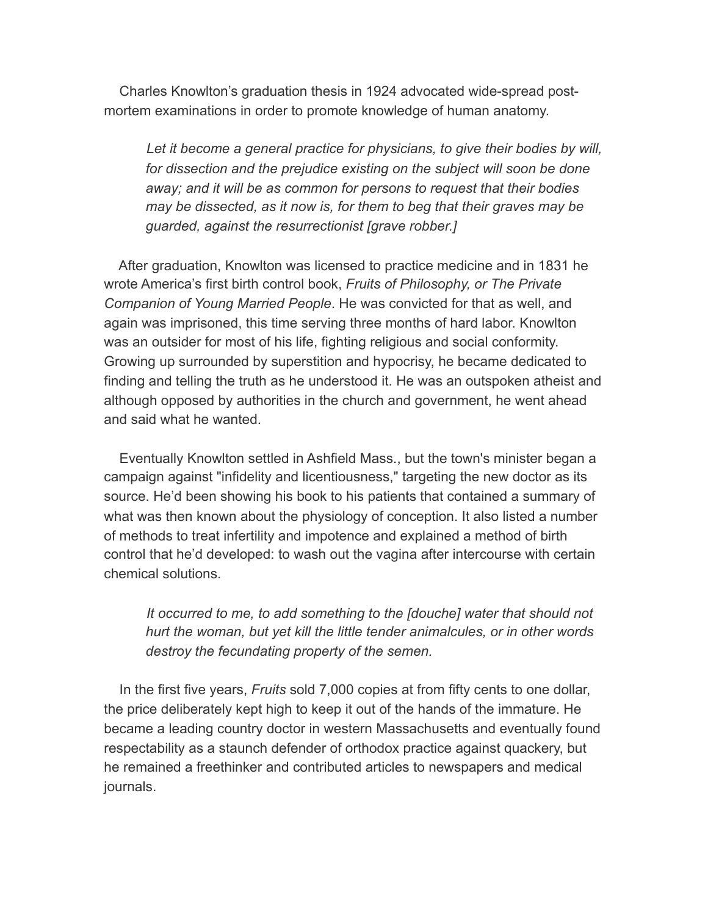Charles Knowlton's graduation thesis in 1924 advocated wide-spread post-mortem examinations in order to promote knowledge of human anatomy.

> *Let it become a general practice for physicians, to give their bodies by will, for dissection and the prejudice existing on the subject will soon be done away; and it will be as common for persons to request that their bodies may be dissected, as it now is, for them to beg that their graves may be guarded, against the resurrectionist [grave robber.]*

After graduation, Knowlton was licensed to practice medicine and in 1831 he wrote America's first birth control book, *Fruits of Philosophy, or The Private Companion of Young Married People*. He was convicted for that as well, and again was imprisoned, this time serving three months of hard labor. Knowlton was an outsider for most of his life, fighting religious and social conformity. Growing up surrounded by superstition and hypocrisy, he became dedicated to finding and telling the truth as he understood it. He was an outspoken atheist and although opposed by authorities in the church and government, he went ahead and said what he wanted.

Eventually Knowlton settled in Ashfield Mass., but the town's minister began a campaign against "infidelity and licentiousness," targeting the new doctor as its source. He'd been showing his book to his patients that contained a summary of what was then known about the physiology of conception. It also listed a number of methods to treat infertility and impotence and explained a method of birth control that he'd developed: to wash out the vagina after intercourse with certain chemical solutions.

> *It occurred to me, to add something to the [douche] water that should not hurt the woman, but yet kill the little tender animalcules, or in other words destroy the fecundating property of the semen.*

In the first five years, *Fruits* sold 7,000 copies at from fifty cents to one dollar, the price deliberately kept high to keep it out of the hands of the immature. He became a leading country doctor in western Massachusetts and eventually found respectability as a staunch defender of orthodox practice against quackery, but he remained a freethinker and contributed articles to newspapers and medical journals.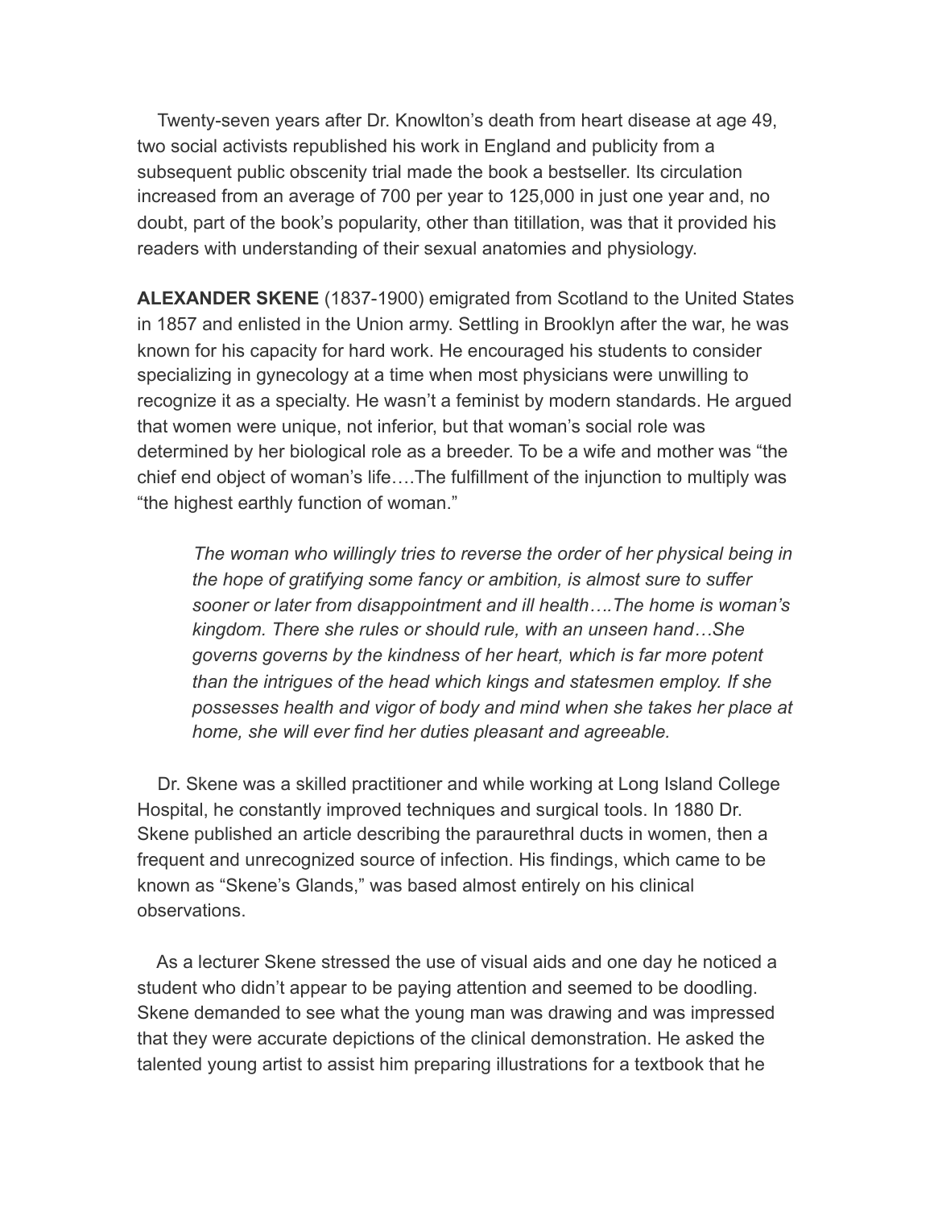Twenty-seven years after Dr. Knowlton's death from heart disease at age 49, two social activists republished his work in England and publicity from a subsequent public obscenity trial made the book a bestseller. Its circulation increased from an average of 700 per year to 125,000 in just one year and, no doubt, part of the book's popularity, other than titillation, was that it provided his readers with understanding of their sexual anatomies and physiology.

**ALEXANDER SKENE** (1837-1900) emigrated from Scotland to the United States in 1857 and enlisted in the Union army. Settling in Brooklyn after the war, he was known for his capacity for hard work. He encouraged his students to consider specializing in gynecology at a time when most physicians were unwilling to recognize it as a specialty. He wasn't a feminist by modern standards. He argued that women were unique, not inferior, but that woman's social role was determined by her biological role as a breeder. To be a wife and mother was "the chief end object of woman's life….The fulfillment of the injunction to multiply was "the highest earthly function of woman."

> *The woman who willingly tries to reverse the order of her physical being in the hope of gratifying some fancy or ambition, is almost sure to suffer sooner or later from disappointment and ill health….The home is woman's kingdom. There she rules or should rule, with an unseen hand…She governs governs by the kindness of her heart, which is far more potent than the intrigues of the head which kings and statesmen employ. If she possesses health and vigor of body and mind when she takes her place at home, she will ever find her duties pleasant and agreeable.*

Dr. Skene was a skilled practitioner and while working at Long Island College Hospital, he constantly improved techniques and surgical tools. In 1880 Dr. Skene published an article describing the paraurethral ducts in women, then a frequent and unrecognized source of infection. His findings, which came to be known as "Skene's Glands," was based almost entirely on his clinical observations.

As a lecturer Skene stressed the use of visual aids and one day he noticed a student who didn't appear to be paying attention and seemed to be doodling. Skene demanded to see what the young man was drawing and was impressed that they were accurate depictions of the clinical demonstration. He asked the talented young artist to assist him preparing illustrations for a textbook that he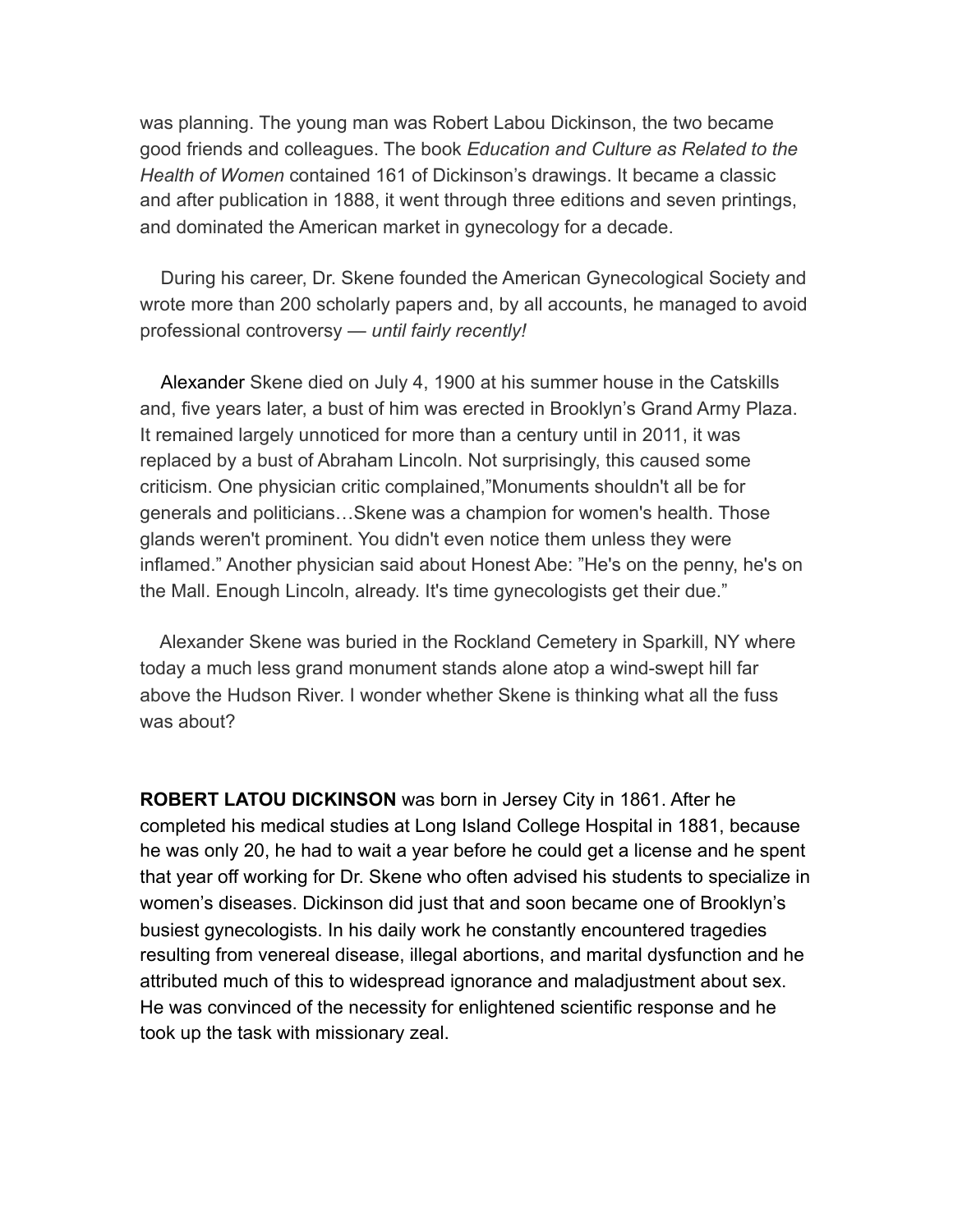was planning. The young man was Robert Labou Dickinson, the two became good friends and colleagues. The book *Education and Culture as Related to the Health of Women* contained 161 of Dickinson's drawings. It became a classic and after publication in 1888, it went through three editions and seven printings, and dominated the American market in gynecology for a decade.

During his career, Dr. Skene founded the American Gynecological Society and wrote more than 200 scholarly papers and, by all accounts, he managed to avoid professional controversy — *until fairly recently!*

Alexander Skene died on July 4, 1900 at his summer house in the Catskills and, five years later, a bust of him was erected in Brooklyn's Grand Army Plaza. It remained largely unnoticed for more than a century until in 2011, it was replaced by a bust of Abraham Lincoln. Not surprisingly, this caused some criticism. One physician critic complained,"Monuments shouldn't all be for generals and politicians…Skene was a champion for women's health. Those glands weren't prominent. You didn't even notice them unless they were inflamed." Another physician said about Honest Abe: "He's on the penny, he's on the Mall. Enough Lincoln, already. It's time gynecologists get their due."

Alexander Skene was buried in the Rockland Cemetery in Sparkill, NY where today a much less grand monument stands alone atop a wind-swept hill far above the Hudson River. I wonder whether Skene is thinking what all the fuss was about?

**ROBERT LATOU DICKINSON** was born in Jersey City in 1861. After he completed his medical studies at Long Island College Hospital in 1881, because he was only 20, he had to wait a year before he could get a license and he spent that year off working for Dr. Skene who often advised his students to specialize in women's diseases. Dickinson did just that and soon became one of Brooklyn's busiest gynecologists. In his daily work he constantly encountered tragedies resulting from venereal disease, illegal abortions, and marital dysfunction and he attributed much of this to widespread ignorance and maladjustment about sex. He was convinced of the necessity for enlightened scientific response and he took up the task with missionary zeal.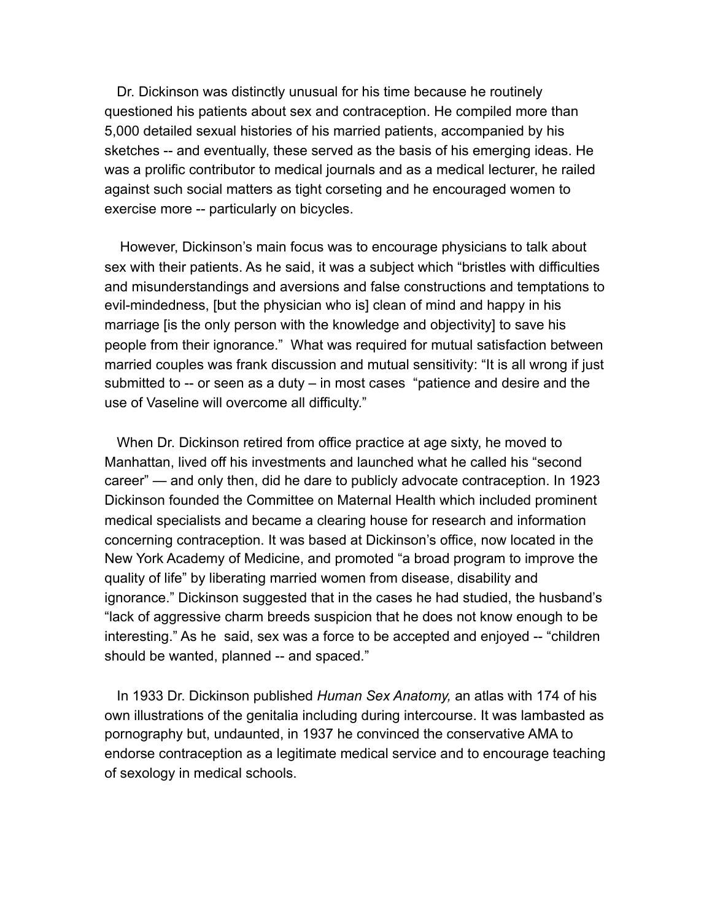Dr. Dickinson was distinctly unusual for his time because he routinely questioned his patients about sex and contraception. He compiled more than 5,000 detailed sexual histories of his married patients, accompanied by his sketches -- and eventually, these served as the basis of his emerging ideas. He was a prolific contributor to medical journals and as a medical lecturer, he railed against such social matters as tight corseting and he encouraged women to exercise more -- particularly on bicycles.

However, Dickinson's main focus was to encourage physicians to talk about sex with their patients. As he said, it was a subject which "bristles with difficulties and misunderstandings and aversions and false constructions and temptations to evil-mindedness, [but the physician who is] clean of mind and happy in his marriage [is the only person with the knowledge and objectivity] to save his people from their ignorance." What was required for mutual satisfaction between married couples was frank discussion and mutual sensitivity: "It is all wrong if just submitted to -- or seen as a duty – in most cases "patience and desire and the use of Vaseline will overcome all difficulty."

When Dr. Dickinson retired from office practice at age sixty, he moved to Manhattan, lived off his investments and launched what he called his "second career" — and only then, did he dare to publicly advocate contraception. In 1923 Dickinson founded the Committee on Maternal Health which included prominent medical specialists and became a clearing house for research and information concerning contraception. It was based at Dickinson's office, now located in the New York Academy of Medicine, and promoted "a broad program to improve the quality of life" by liberating married women from disease, disability and ignorance." Dickinson suggested that in the cases he had studied, the husband's "lack of aggressive charm breeds suspicion that he does not know enough to be interesting." As he said, sex was a force to be accepted and enjoyed -- "children should be wanted, planned -- and spaced."

In 1933 Dr. Dickinson published *Human Sex Anatomy,* an atlas with 174 of his own illustrations of the genitalia including during intercourse. It was lambasted as pornography but, undaunted, in 1937 he convinced the conservative AMA to endorse contraception as a legitimate medical service and to encourage teaching of sexology in medical schools.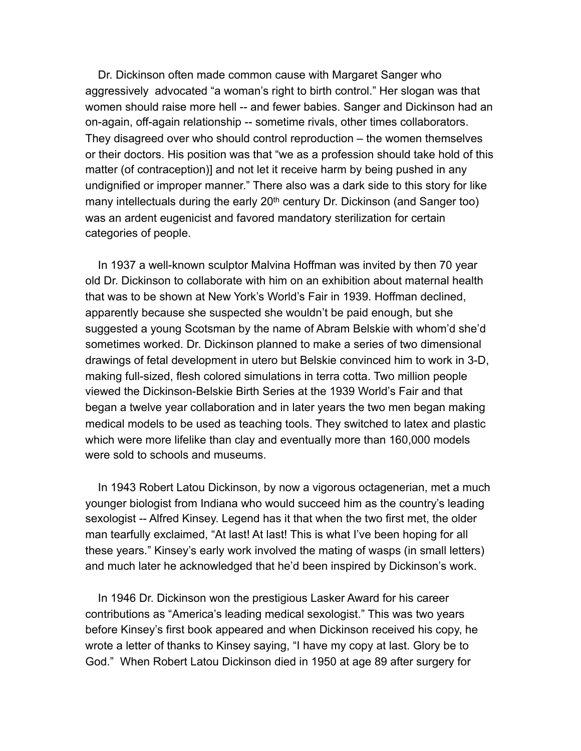Dr. Dickinson often made common cause with Margaret Sanger who aggressively advocated “a woman’s right to birth control.” Her slogan was that women should raise more hell -- and fewer babies. Sanger and Dickinson had an on-again, off-again relationship -- sometime rivals, other times collaborators. They disagreed over who should control reproduction – the women themselves or their doctors. His position was that “we as a profession should take hold of this matter (of contraception)] and not let it receive harm by being pushed in any undignified or improper manner.” There also was a dark side to this story for like many intellectuals during the early 20th century Dr. Dickinson (and Sanger too) was an ardent eugenicist and favored mandatory sterilization for certain categories of people.

In 1937 a well-known sculptor Malvina Hoffman was invited by then 70 year old Dr. Dickinson to collaborate with him on an exhibition about maternal health that was to be shown at New York’s World’s Fair in 1939. Hoffman declined, apparently because she suspected she wouldn’t be paid enough, but she suggested a young Scotsman by the name of Abram Belskie with whom’d she’d sometimes worked. Dr. Dickinson planned to make a series of two dimensional drawings of fetal development in utero but Belskie convinced him to work in 3-D, making full-sized, flesh colored simulations in terra cotta. Two million people viewed the Dickinson-Belskie Birth Series at the 1939 World’s Fair and that began a twelve year collaboration and in later years the two men began making medical models to be used as teaching tools. They switched to latex and plastic which were more lifelike than clay and eventually more than 160,000 models were sold to schools and museums.

In 1943 Robert Latou Dickinson, by now a vigorous octagenerian, met a much younger biologist from Indiana who would succeed him as the country’s leading sexologist -- Alfred Kinsey. Legend has it that when the two first met, the older man tearfully exclaimed, “At last! At last! This is what I’ve been hoping for all these years.” Kinsey’s early work involved the mating of wasps (in small letters) and much later he acknowledged that he’d been inspired by Dickinson’s work.

In 1946 Dr. Dickinson won the prestigious Lasker Award for his career contributions as “America’s leading medical sexologist.” This was two years before Kinsey’s first book appeared and when Dickinson received his copy, he wrote a letter of thanks to Kinsey saying, “I have my copy at last. Glory be to God.” When Robert Latou Dickinson died in 1950 at age 89 after surgery for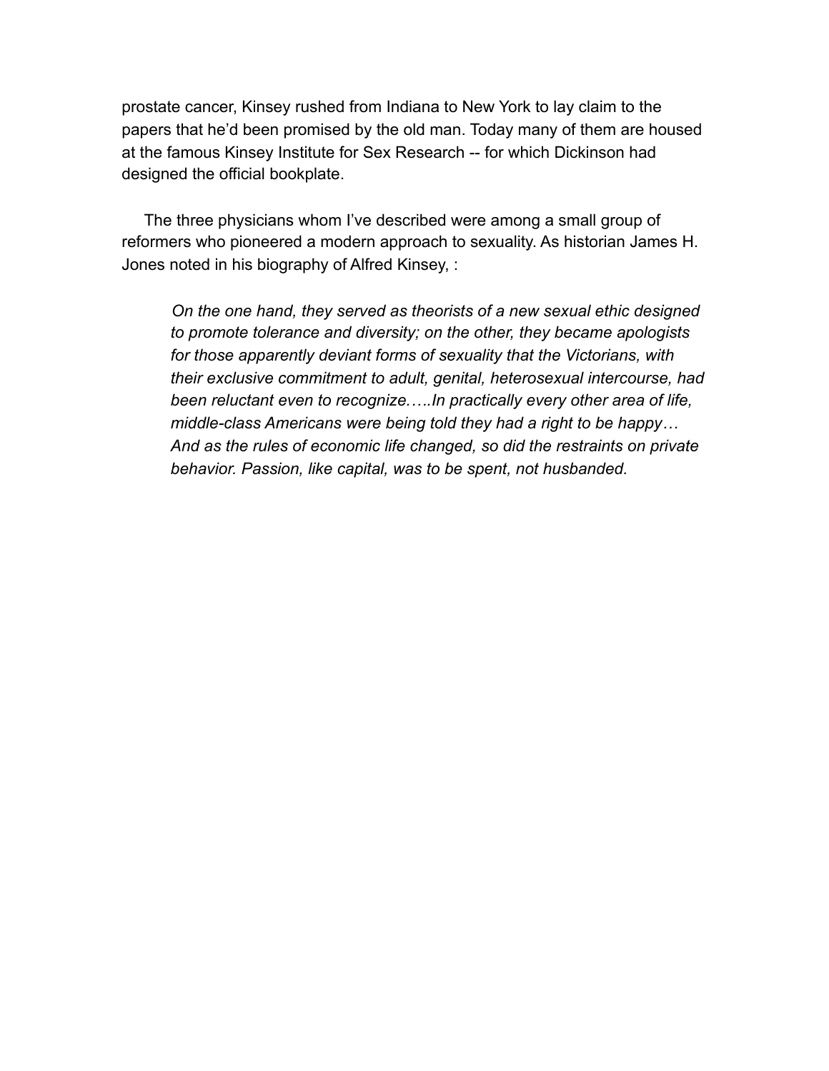prostate cancer, Kinsey rushed from Indiana to New York to lay claim to the papers that he'd been promised by the old man. Today many of them are housed at the famous Kinsey Institute for Sex Research -- for which Dickinson had designed the official bookplate.

The three physicians whom I've described were among a small group of reformers who pioneered a modern approach to sexuality. As historian James H. Jones noted in his biography of Alfred Kinsey, :

> *On the one hand, they served as theorists of a new sexual ethic designed to promote tolerance and diversity; on the other, they became apologists for those apparently deviant forms of sexuality that the Victorians, with their exclusive commitment to adult, genital, heterosexual intercourse, had been reluctant even to recognize…..In practically every other area of life, middle-class Americans were being told they had a right to be happy… And as the rules of economic life changed, so did the restraints on private behavior. Passion, like capital, was to be spent, not husbanded.*